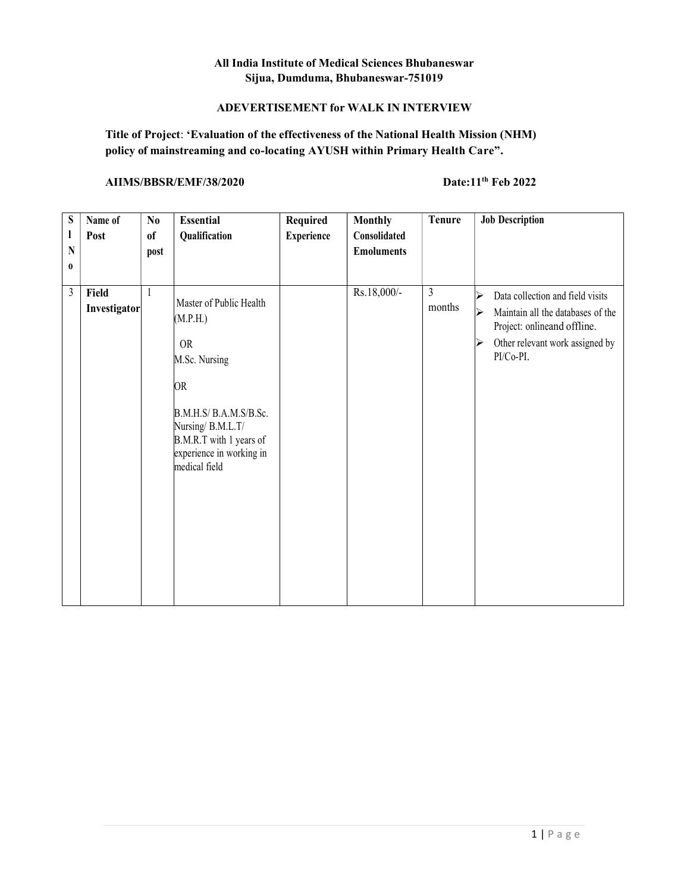**All India Institute of Medical Sciences Bhubaneswar**
**Sijua, Dumduma, Bhubaneswar-751019**

**ADEVERTISEMENT for WALK IN INTERVIEW**

**Title of Project**: **'Evaluation of the effectiveness of the National Health Mission (NHM) policy of mainstreaming and co-locating AYUSH within Primary Health Care".**

**AIIMS/BBSR/EMF/38/2020** **Date:11th Feb 2022**

| Sl No | Name of Post | No of post | Essential Qualification | Required Experience | Monthly Consolidated Emoluments | Tenure | Job Description |
|---|---|---|---|---|---|---|---|
| 3 | **Field Investigator** | 1 | Master of Public Health (M.P.H.)<br>OR<br>M.Sc. Nursing<br>OR<br>B.M.H.S/ B.A.M.S/B.Sc. Nursing/ B.M.L.T/ B.M.R.T with 1 years of experience in working in medical field | | Rs.18,000/- | 3 months | ➢ Data collection and field visits<br>➢ Maintain all the databases of the Project: onlineand offline.<br>➢ Other relevant work assigned by PI/Co-PI. |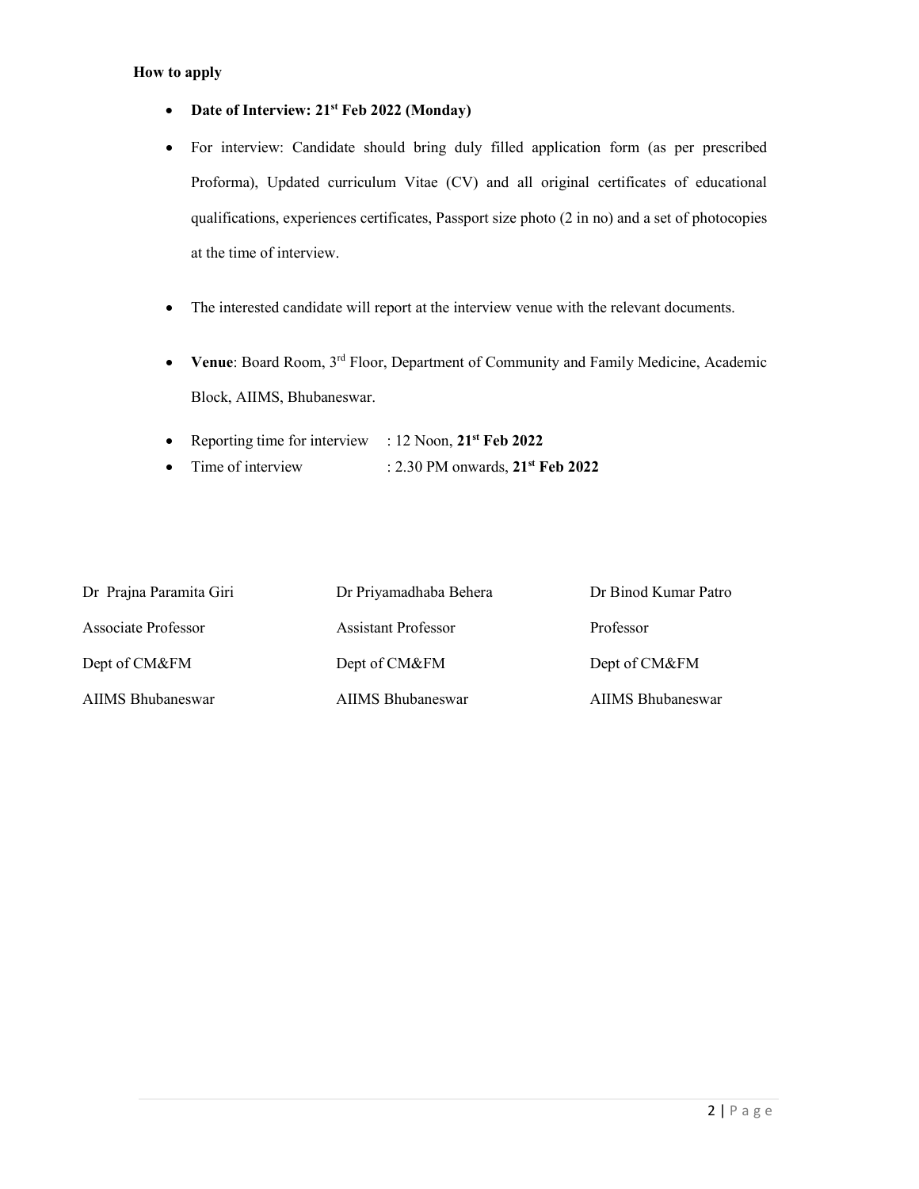**How to apply**

- **Date of Interview: 21st Feb 2022 (Monday)**
- For interview: Candidate should bring duly filled application form (as per prescribed Proforma), Updated curriculum Vitae (CV) and all original certificates of educational qualifications, experiences certificates, Passport size photo (2 in no) and a set of photocopies at the time of interview.
- The interested candidate will report at the interview venue with the relevant documents.
- **Venue**: Board Room, 3rd Floor, Department of Community and Family Medicine, Academic Block, AIIMS, Bhubaneswar.
- Reporting time for interview : 12 Noon, **21st Feb 2022**
- Time of interview : 2.30 PM onwards, **21st Feb 2022**

| Dr Prajna Paramita Giri | Dr Priyamadhaba Behera | Dr Binod Kumar Patro |
|---|---|---|
| Associate Professor | Assistant Professor | Professor |
| Dept of CM&FM | Dept of CM&FM | Dept of CM&FM |
| AIIMS Bhubaneswar | AIIMS Bhubaneswar | AIIMS Bhubaneswar |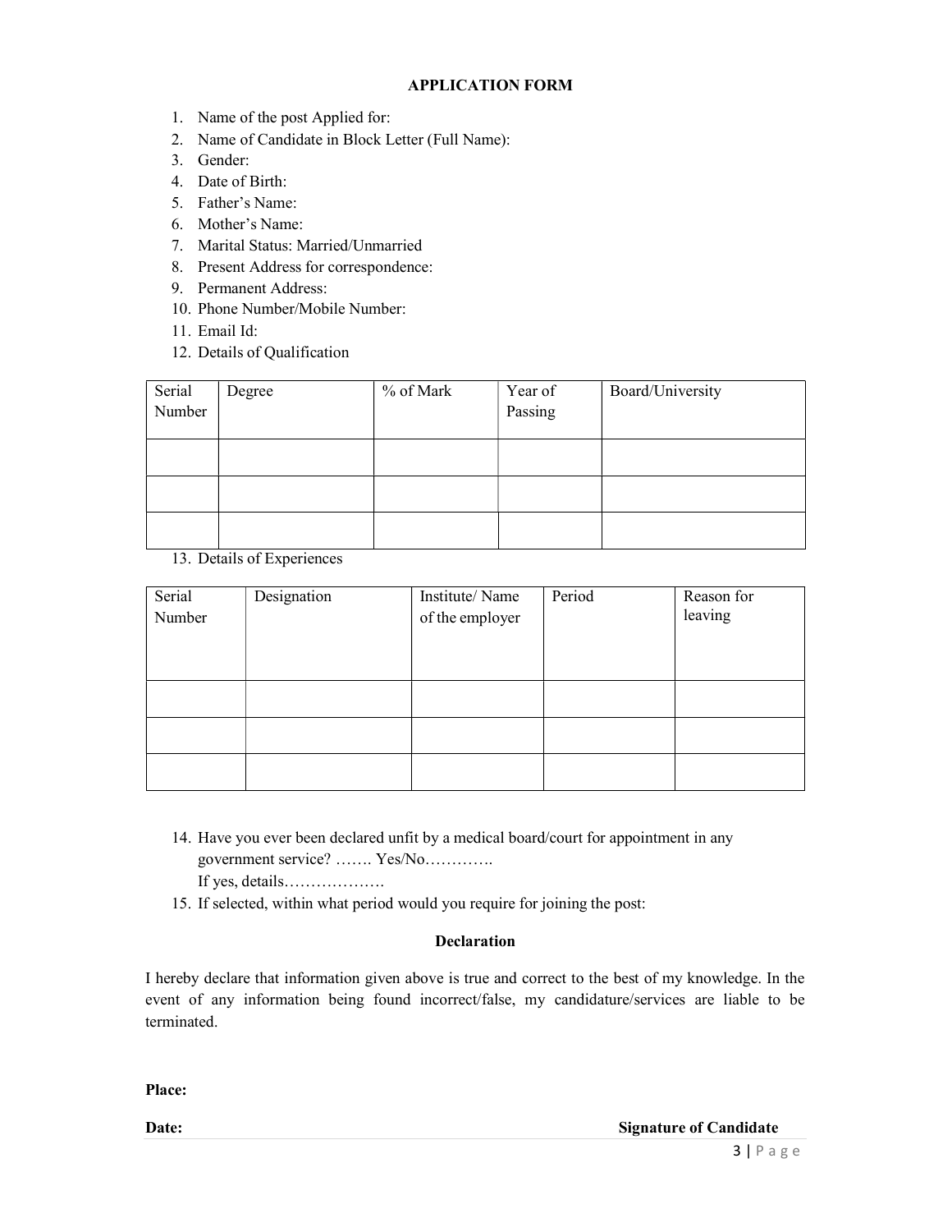## APPLICATION FORM

1. Name of the post Applied for:
2. Name of Candidate in Block Letter (Full Name):
3. Gender:
4. Date of Birth:
5. Father's Name:
6. Mother's Name:
7. Marital Status: Married/Unmarried
8. Present Address for correspondence:
9. Permanent Address:
10. Phone Number/Mobile Number:
11. Email Id:
12. Details of Qualification

| Serial Number | Degree | % of Mark | Year of Passing | Board/University |
|---|---|---|---|---|
| | | | | |
| | | | | |
| | | | | |

13. Details of Experiences

| Serial Number | Designation | Institute/ Name of the employer | Period | Reason for leaving |
|---|---|---|---|---|
| | | | | |
| | | | | |
| | | | | |

14. Have you ever been declared unfit by a medical board/court for appointment in any government service? ……. Yes/No………….
    If yes, details……………….
15. If selected, within what period would you require for joining the post:

### Declaration

I hereby declare that information given above is true and correct to the best of my knowledge. In the event of any information being found incorrect/false, my candidature/services are liable to be terminated.

**Place:**

**Date:** **Signature of Candidate**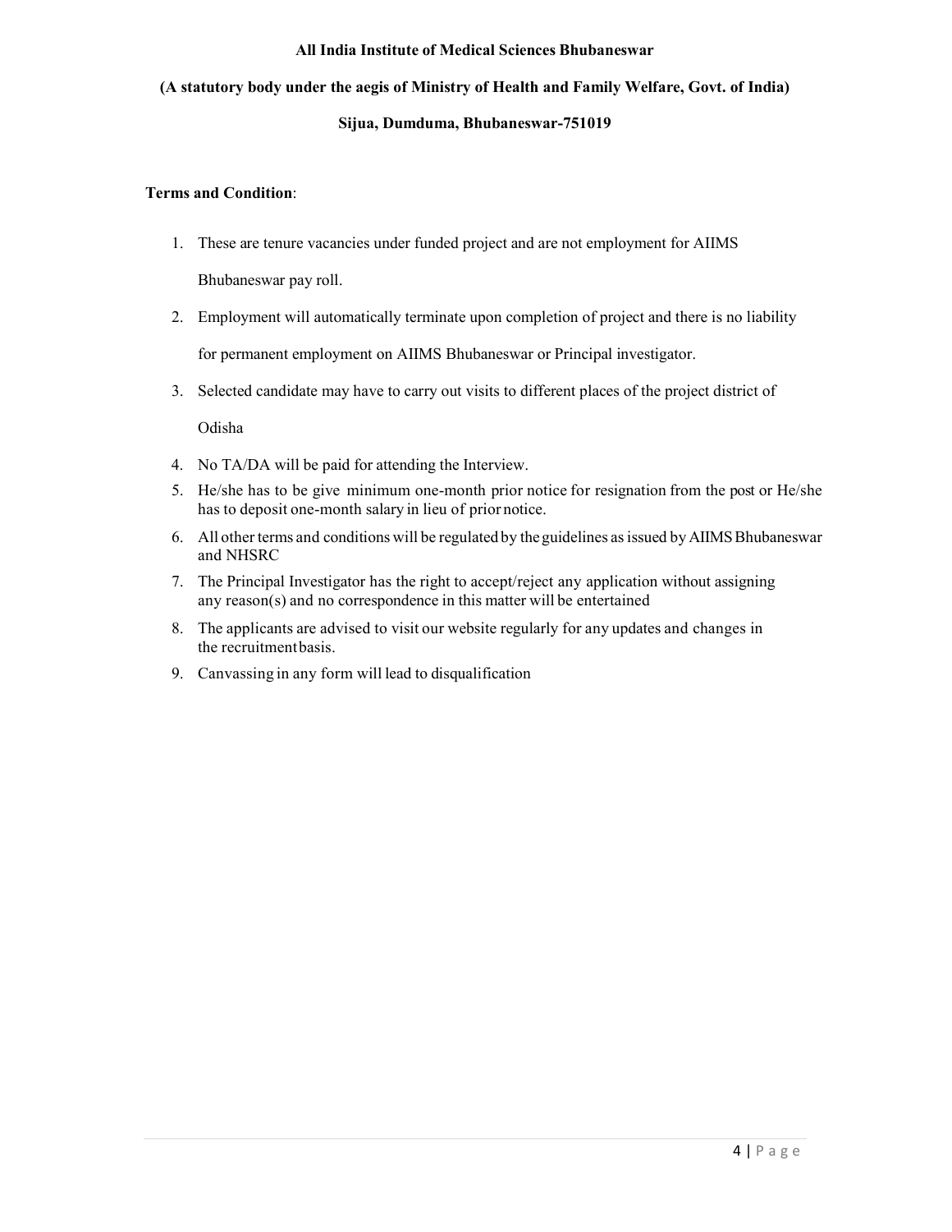**All India Institute of Medical Sciences Bhubaneswar**

**(A statutory body under the aegis of Ministry of Health and Family Welfare, Govt. of India)**

**Sijua, Dumduma, Bhubaneswar-751019**

**Terms and Condition**:

1. These are tenure vacancies under funded project and are not employment for AIIMS Bhubaneswar pay roll.
2. Employment will automatically terminate upon completion of project and there is no liability for permanent employment on AIIMS Bhubaneswar or Principal investigator.
3. Selected candidate may have to carry out visits to different places of the project district of Odisha
4. No TA/DA will be paid for attending the Interview.
5. He/she has to be give minimum one-month prior notice for resignation from the post or He/she has to deposit one-month salary in lieu of prior notice.
6. All other terms and conditions will be regulated by the guidelines as issued by AIIMS Bhubaneswar and NHSRC
7. The Principal Investigator has the right to accept/reject any application without assigning any reason(s) and no correspondence in this matter will be entertained
8. The applicants are advised to visit our website regularly for any updates and changes in the recruitment basis.
9. Canvassing in any form will lead to disqualification